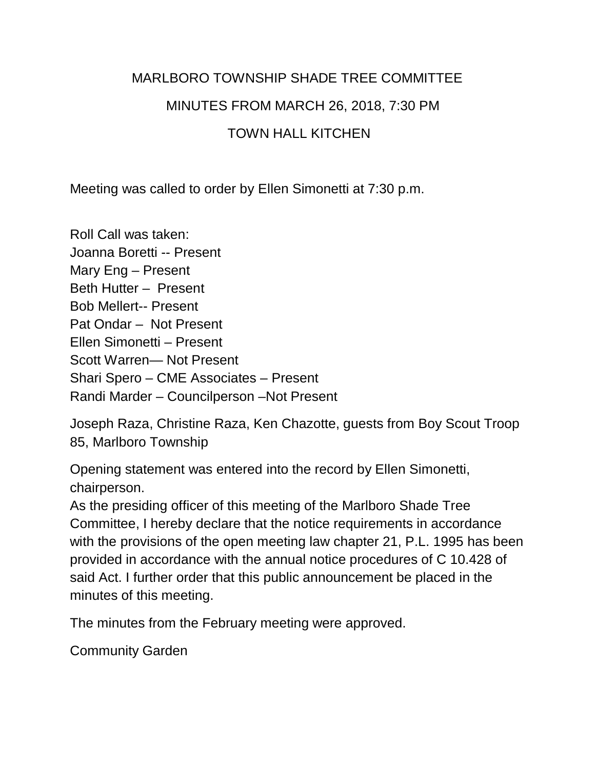# MARLBORO TOWNSHIP SHADE TREE COMMITTEE

## MINUTES FROM MARCH 26, 2018, 7:30 PM

## TOWN HALL KITCHEN

Meeting was called to order by Ellen Simonetti at 7:30 p.m.

Roll Call was taken:
Joanna Boretti -- Present
Mary Eng – Present
Beth Hutter – Present
Bob Mellert-- Present
Pat Ondar – Not Present
Ellen Simonetti – Present
Scott Warren— Not Present
Shari Spero – CME Associates – Present
Randi Marder – Councilperson –Not Present

Joseph Raza, Christine Raza, Ken Chazotte, guests from Boy Scout Troop 85, Marlboro Township

Opening statement was entered into the record by Ellen Simonetti, chairperson.
As the presiding officer of this meeting of the Marlboro Shade Tree Committee, I hereby declare that the notice requirements in accordance with the provisions of the open meeting law chapter 21, P.L. 1995 has been provided in accordance with the annual notice procedures of C 10.428 of said Act. I further order that this public announcement be placed in the minutes of this meeting.

The minutes from the February meeting were approved.

Community Garden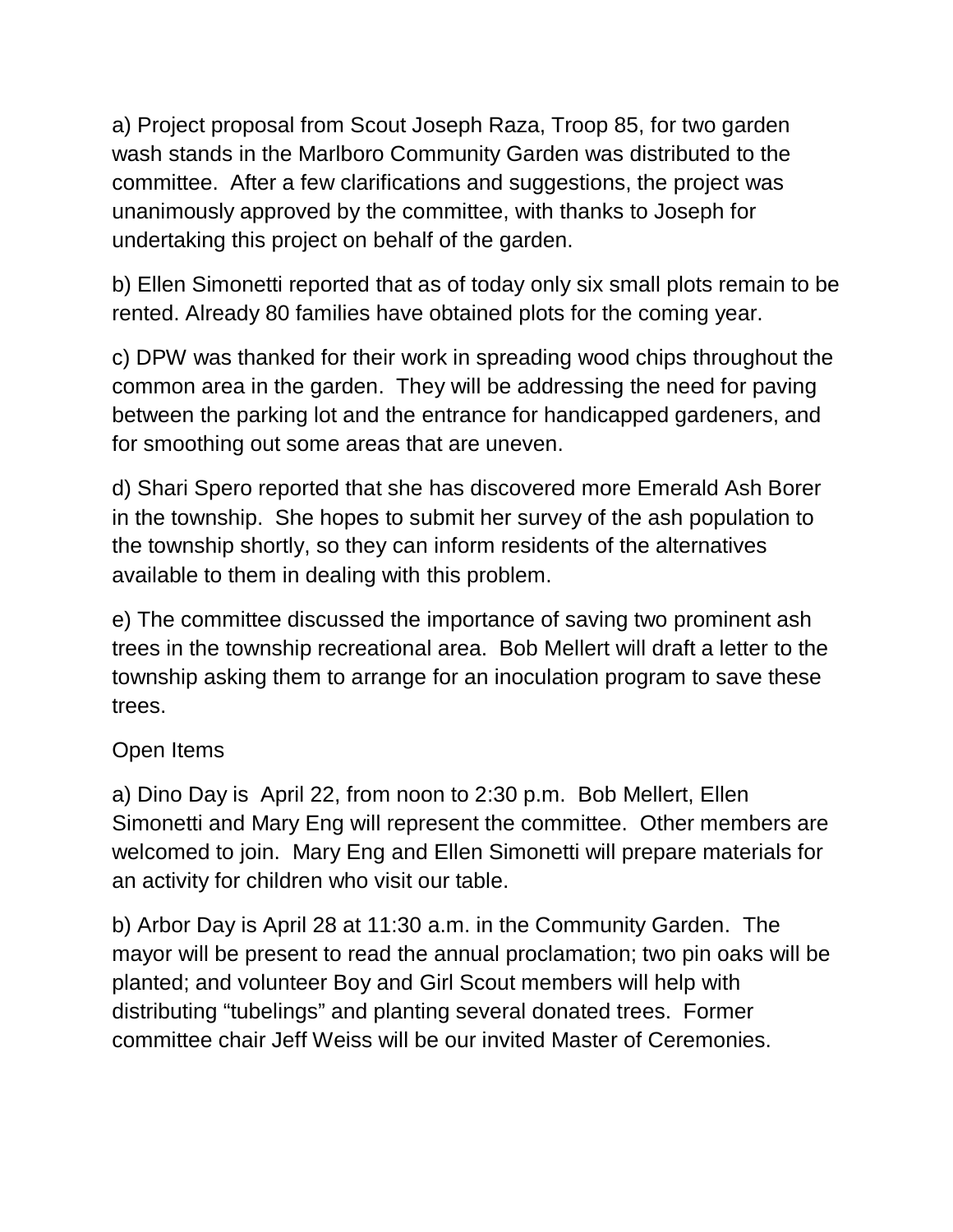a) Project proposal from Scout Joseph Raza, Troop 85, for two garden wash stands in the Marlboro Community Garden was distributed to the committee. After a few clarifications and suggestions, the project was unanimously approved by the committee, with thanks to Joseph for undertaking this project on behalf of the garden.

b) Ellen Simonetti reported that as of today only six small plots remain to be rented. Already 80 families have obtained plots for the coming year.

c) DPW was thanked for their work in spreading wood chips throughout the common area in the garden. They will be addressing the need for paving between the parking lot and the entrance for handicapped gardeners, and for smoothing out some areas that are uneven.

d) Shari Spero reported that she has discovered more Emerald Ash Borer in the township. She hopes to submit her survey of the ash population to the township shortly, so they can inform residents of the alternatives available to them in dealing with this problem.

e) The committee discussed the importance of saving two prominent ash trees in the township recreational area. Bob Mellert will draft a letter to the township asking them to arrange for an inoculation program to save these trees.

Open Items

a) Dino Day is April 22, from noon to 2:30 p.m. Bob Mellert, Ellen Simonetti and Mary Eng will represent the committee. Other members are welcomed to join. Mary Eng and Ellen Simonetti will prepare materials for an activity for children who visit our table.

b) Arbor Day is April 28 at 11:30 a.m. in the Community Garden. The mayor will be present to read the annual proclamation; two pin oaks will be planted; and volunteer Boy and Girl Scout members will help with distributing "tubelings" and planting several donated trees. Former committee chair Jeff Weiss will be our invited Master of Ceremonies.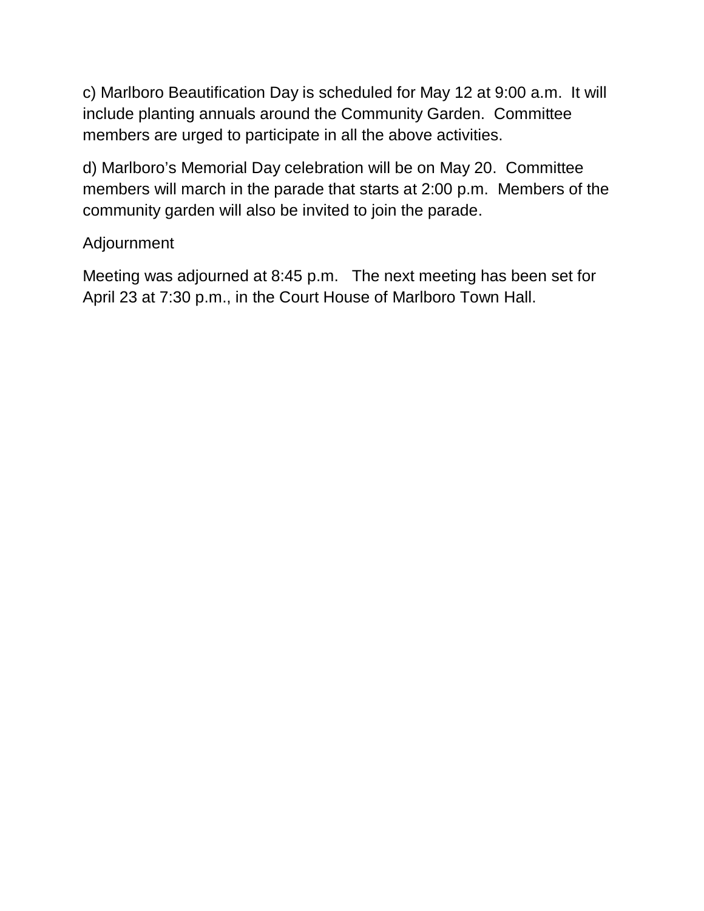c) Marlboro Beautification Day is scheduled for May 12 at 9:00 a.m. It will include planting annuals around the Community Garden. Committee members are urged to participate in all the above activities.

d) Marlboro's Memorial Day celebration will be on May 20. Committee members will march in the parade that starts at 2:00 p.m. Members of the community garden will also be invited to join the parade.

Adjournment

Meeting was adjourned at 8:45 p.m. The next meeting has been set for April 23 at 7:30 p.m., in the Court House of Marlboro Town Hall.